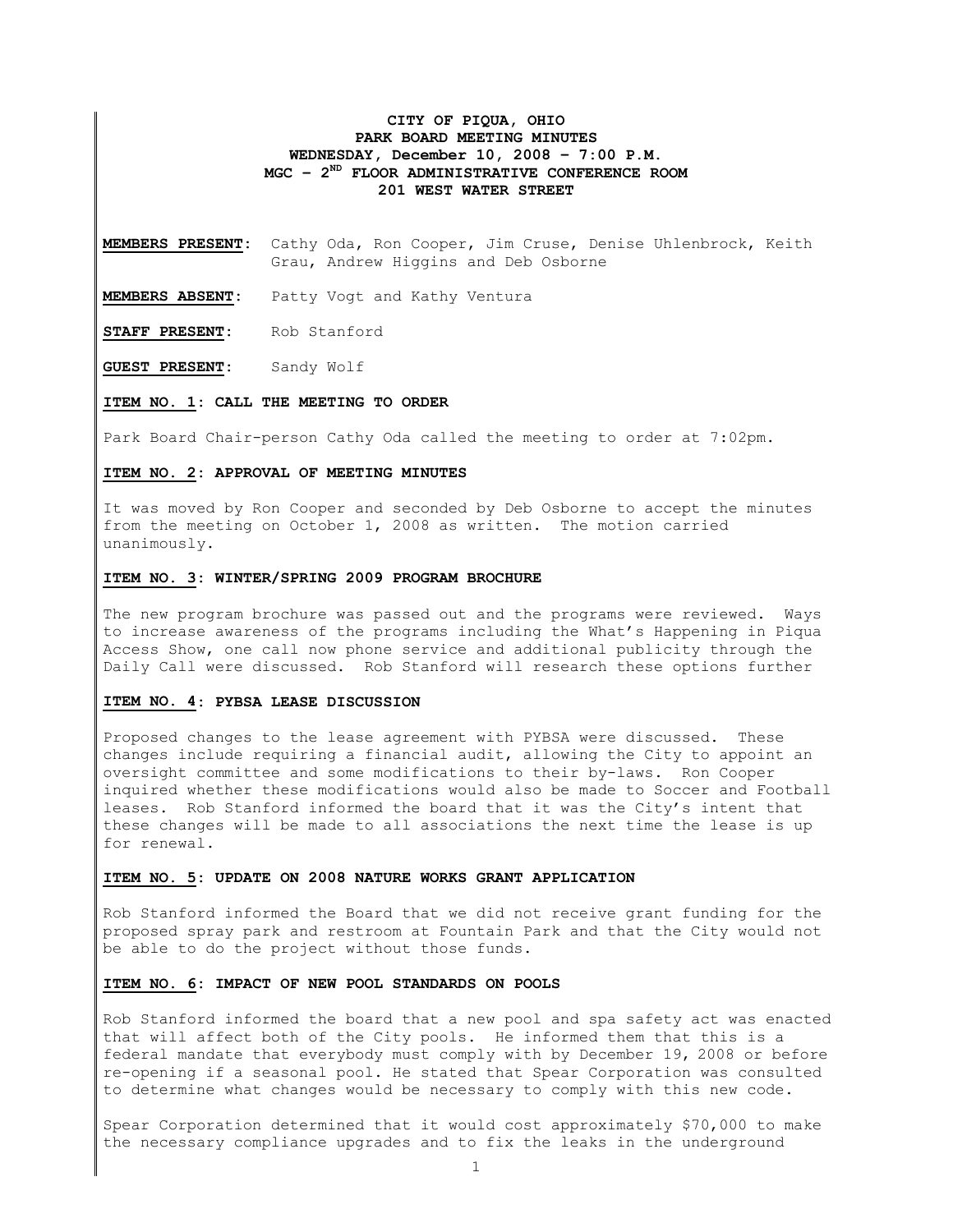**CITY OF PIQUA, OHIO**
**PARK BOARD MEETING MINUTES**
**WEDNESDAY, December 10, 2008 – 7:00 P.M.**
**MGC – 2ND FLOOR ADMINISTRATIVE CONFERENCE ROOM**
**201 WEST WATER STREET**

**MEMBERS PRESENT**: Cathy Oda, Ron Cooper, Jim Cruse, Denise Uhlenbrock, Keith Grau, Andrew Higgins and Deb Osborne

**MEMBERS ABSENT**: Patty Vogt and Kathy Ventura

**STAFF PRESENT**: Rob Stanford

**GUEST PRESENT**: Sandy Wolf

**ITEM NO. 1: CALL THE MEETING TO ORDER**

Park Board Chair-person Cathy Oda called the meeting to order at 7:02pm.

**ITEM NO. 2: APPROVAL OF MEETING MINUTES**

It was moved by Ron Cooper and seconded by Deb Osborne to accept the minutes from the meeting on October 1, 2008 as written. The motion carried unanimously.

**ITEM NO. 3: WINTER/SPRING 2009 PROGRAM BROCHURE**

The new program brochure was passed out and the programs were reviewed. Ways to increase awareness of the programs including the What's Happening in Piqua Access Show, one call now phone service and additional publicity through the Daily Call were discussed. Rob Stanford will research these options further

**ITEM NO. 4: PYBSA LEASE DISCUSSION**

Proposed changes to the lease agreement with PYBSA were discussed. These changes include requiring a financial audit, allowing the City to appoint an oversight committee and some modifications to their by-laws. Ron Cooper inquired whether these modifications would also be made to Soccer and Football leases. Rob Stanford informed the board that it was the City's intent that these changes will be made to all associations the next time the lease is up for renewal.

**ITEM NO. 5: UPDATE ON 2008 NATURE WORKS GRANT APPLICATION**

Rob Stanford informed the Board that we did not receive grant funding for the proposed spray park and restroom at Fountain Park and that the City would not be able to do the project without those funds.

**ITEM NO. 6: IMPACT OF NEW POOL STANDARDS ON POOLS**

Rob Stanford informed the board that a new pool and spa safety act was enacted that will affect both of the City pools. He informed them that this is a federal mandate that everybody must comply with by December 19, 2008 or before re-opening if a seasonal pool. He stated that Spear Corporation was consulted to determine what changes would be necessary to comply with this new code.

Spear Corporation determined that it would cost approximately $70,000 to make the necessary compliance upgrades and to fix the leaks in the underground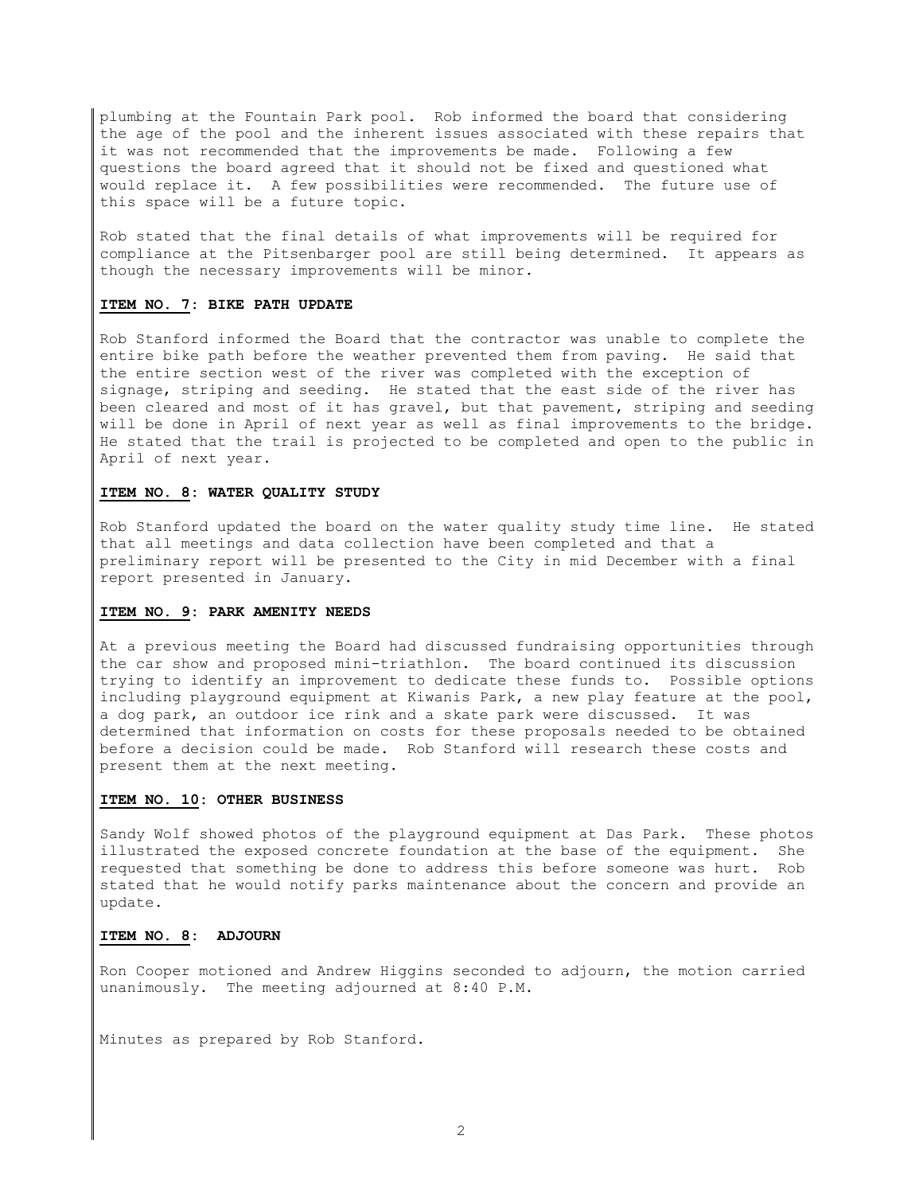plumbing at the Fountain Park pool. Rob informed the board that considering the age of the pool and the inherent issues associated with these repairs that it was not recommended that the improvements be made. Following a few questions the board agreed that it should not be fixed and questioned what would replace it. A few possibilities were recommended. The future use of this space will be a future topic.

Rob stated that the final details of what improvements will be required for compliance at the Pitsenbarger pool are still being determined. It appears as though the necessary improvements will be minor.

**ITEM NO. 7: BIKE PATH UPDATE**

Rob Stanford informed the Board that the contractor was unable to complete the entire bike path before the weather prevented them from paving. He said that the entire section west of the river was completed with the exception of signage, striping and seeding. He stated that the east side of the river has been cleared and most of it has gravel, but that pavement, striping and seeding will be done in April of next year as well as final improvements to the bridge. He stated that the trail is projected to be completed and open to the public in April of next year.

**ITEM NO. 8: WATER QUALITY STUDY**

Rob Stanford updated the board on the water quality study time line. He stated that all meetings and data collection have been completed and that a preliminary report will be presented to the City in mid December with a final report presented in January.

**ITEM NO. 9: PARK AMENITY NEEDS**

At a previous meeting the Board had discussed fundraising opportunities through the car show and proposed mini-triathlon. The board continued its discussion trying to identify an improvement to dedicate these funds to. Possible options including playground equipment at Kiwanis Park, a new play feature at the pool, a dog park, an outdoor ice rink and a skate park were discussed. It was determined that information on costs for these proposals needed to be obtained before a decision could be made. Rob Stanford will research these costs and present them at the next meeting.

**ITEM NO. 10: OTHER BUSINESS**

Sandy Wolf showed photos of the playground equipment at Das Park. These photos illustrated the exposed concrete foundation at the base of the equipment. She requested that something be done to address this before someone was hurt. Rob stated that he would notify parks maintenance about the concern and provide an update.

**ITEM NO. 8: ADJOURN**

Ron Cooper motioned and Andrew Higgins seconded to adjourn, the motion carried unanimously. The meeting adjourned at 8:40 P.M.

Minutes as prepared by Rob Stanford.